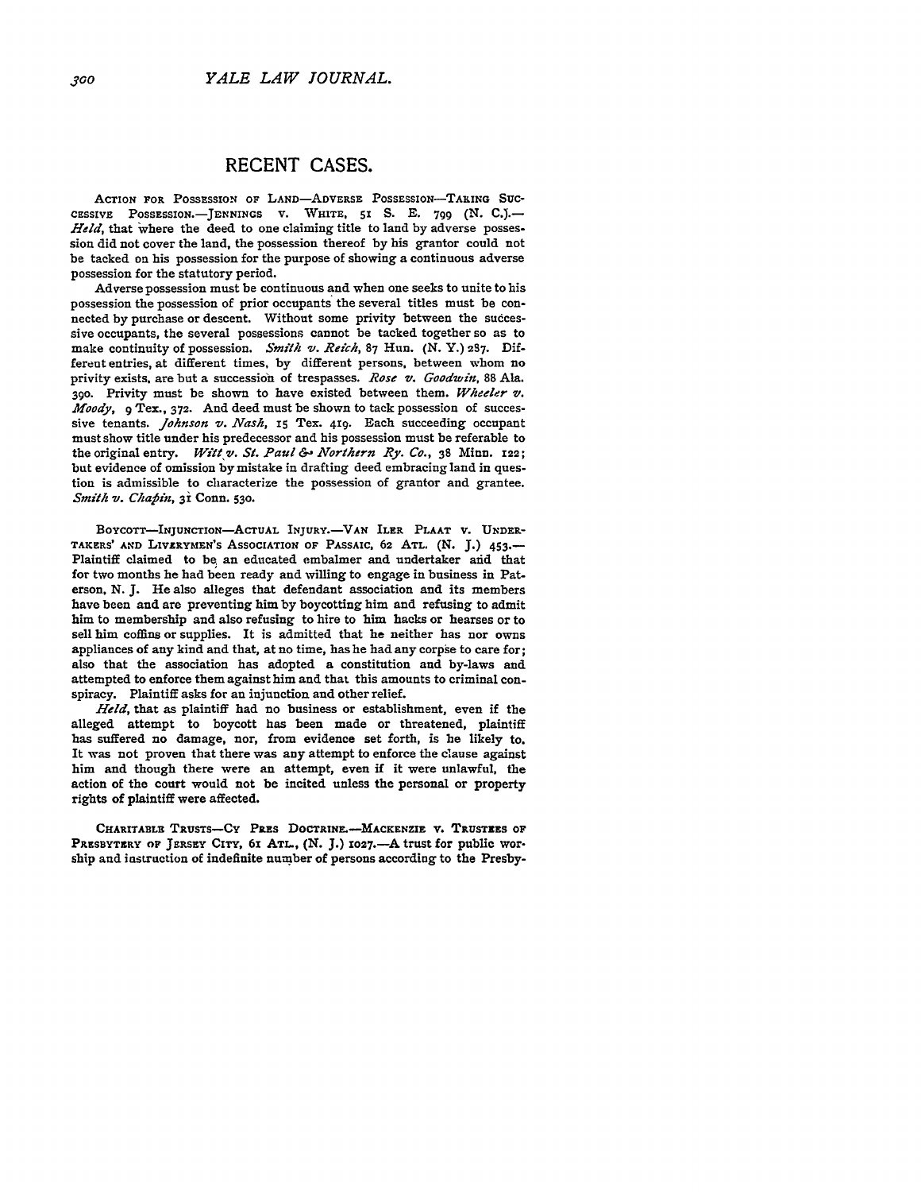## RECENT CASES.

ACTION FOR POSSESSION OF LAND—ADVERSE POSSESSION—TAKING SUCCESSIVE POSSESSION.—JENNINGS v. WHITE, 51 S. E. 799 (N. C.).—*Held*, that where the deed to one claiming title to land by adverse possession did not cover the land, the possession thereof by his grantor could not be tacked on his possession for the purpose of showing a continuous adverse possession for the statutory period.

Adverse possession must be continuous and when one seeks to unite to his possession the possession of prior occupants the several titles must be connected by purchase or descent. Without some privity between the successive occupants, the several possessions cannot be tacked together so as to make continuity of possession. *Smith v. Reich*, 87 Hun. (N. Y.) 287. Different entries, at different times, by different persons, between whom no privity exists, are but a succession of trespasses. *Rose v. Goodwin*, 88 Ala. 390. Privity must be shown to have existed between them. *Wheeler v. Moody*, 9 Tex., 372. And deed must be shown to tack possession of successive tenants. *Johnson v. Nash*, 15 Tex. 419. Each succeeding occupant must show title under his predecessor and his possession must be referable to the original entry. *Witt v. St. Paul & Northern Ry. Co.*, 38 Minn. 122; but evidence of omission by mistake in drafting deed embracing land in question is admissible to characterize the possession of grantor and grantee. *Smith v. Chapin*, 31 Conn. 530.

BOYCOTT—INJUNCTION—ACTUAL INJURY.—VAN ILER PLAAT v. UNDERTAKERS' AND LIVERYMEN'S ASSOCIATION OF PASSAIC, 62 ATL. (N. J.) 453.—Plaintiff claimed to be an educated embalmer and undertaker and that for two months he had been ready and willing to engage in business in Paterson, N. J. He also alleges that defendant association and its members have been and are preventing him by boycotting him and refusing to admit him to membership and also refusing to hire to him hacks or hearses or to sell him coffins or supplies. It is admitted that he neither has nor owns appliances of any kind and that, at no time, has he had any corpse to care for; also that the association has adopted a constitution and by-laws and attempted to enforce them against him and that this amounts to criminal conspiracy. Plaintiff asks for an injunction and other relief.

*Held*, that as plaintiff had no business or establishment, even if the alleged attempt to boycott has been made or threatened, plaintiff has suffered no damage, nor, from evidence set forth, is he likely to. It was not proven that there was any attempt to enforce the clause against him and though there were an attempt, even if it were unlawful, the action of the court would not be incited unless the personal or property rights of plaintiff were affected.

CHARITABLE TRUSTS—CY PRES DOCTRINE.—MACKENZIE v. TRUSTEES OF PRESBYTERY OF JERSEY CITY, 61 ATL., (N. J.) 1027.—A trust for public worship and instruction of indefinite number of persons according to the Presby-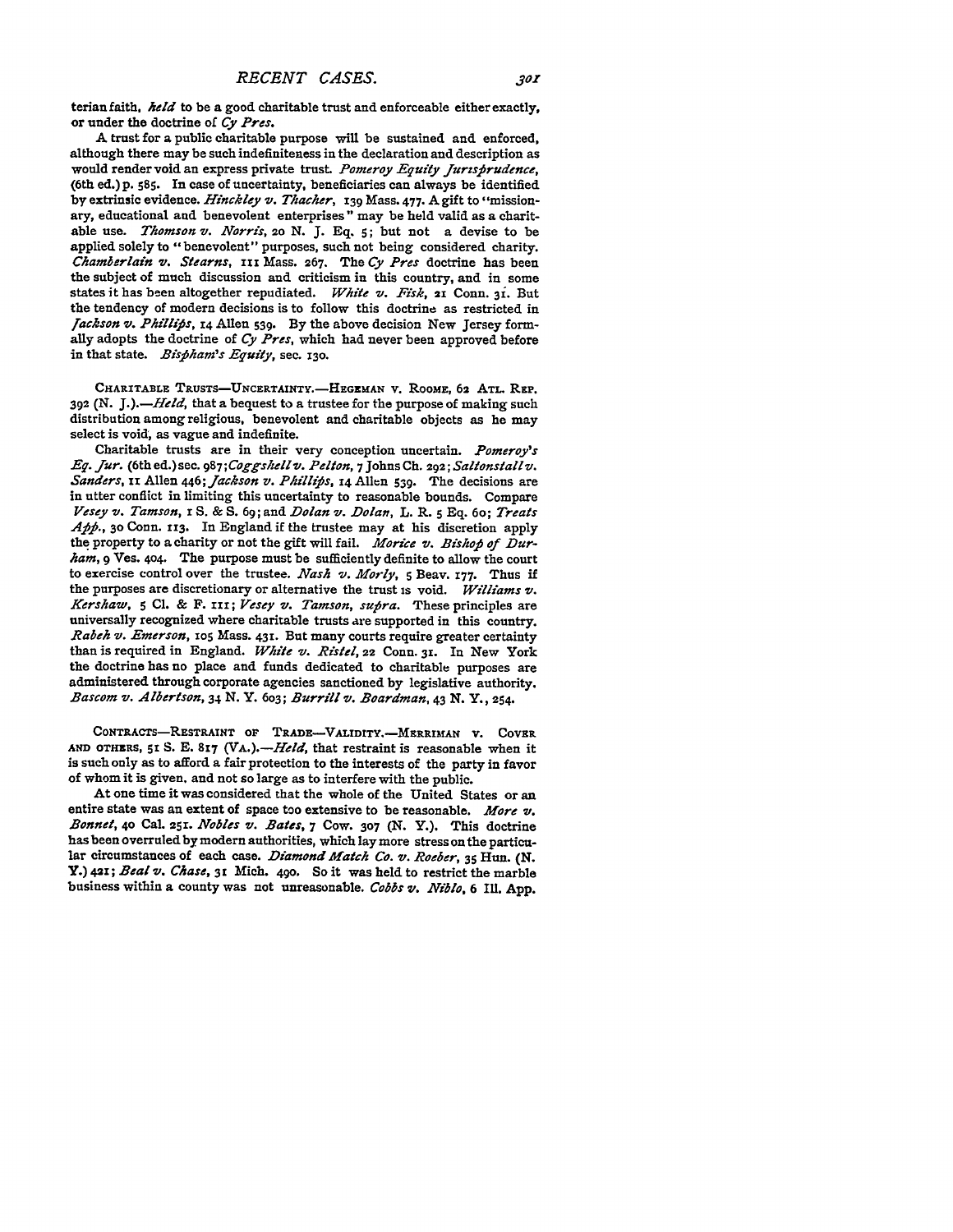terian faith, *held* to be a good charitable trust and enforceable either exactly, or under the doctrine of *Cy Pres*.

A trust for a public charitable purpose will be sustained and enforced, although there may be such indefiniteness in the declaration and description as would render void an express private trust. *Pomeroy Equity Jurisprudence*, (6th ed.) p. 585. In case of uncertainty, beneficiaries can always be identified by extrinsic evidence. *Hinckley v. Thacher*, 139 Mass. 477. A gift to "missionary, educational and benevolent enterprises" may be held valid as a charitable use. *Thomson v. Norris*, 20 N. J. Eq. 5; but not a devise to be applied solely to "benevolent" purposes, such not being considered charity. *Chamberlain v. Stearns*, 111 Mass. 267. The *Cy Pres* doctrine has been the subject of much discussion and criticism in this country, and in some states it has been altogether repudiated. *White v. Fisk*, 21 Conn. 31. But the tendency of modern decisions is to follow this doctrine as restricted in *Jackson v. Phillips*, 14 Allen 539. By the above decision New Jersey formally adopts the doctrine of *Cy Pres*, which had never been approved before in that state. *Bispham's Equity*, sec. 130.

CHARITABLE TRUSTS—UNCERTAINTY.—HEGEMAN V. ROOME, 62 ATL. REP. 392 (N. J.).—*Held*, that a bequest to a trustee for the purpose of making such distribution among religious, benevolent and charitable objects as he may select is void, as vague and indefinite.

Charitable trusts are in their very conception uncertain. *Pomeroy's Eq. Jur.* (6th ed.) sec. 987; *Coggshell v. Pelton*, 7 Johns Ch. 292; *Saltonstall v. Sanders*, 11 Allen 446; *Jackson v. Phillips*, 14 Allen 539. The decisions are in utter conflict in limiting this uncertainty to reasonable bounds. Compare *Vesey v. Tamson*, 1 S. & S. 69; and *Dolan v. Dolan*, L. R. 5 Eq. 60; *Treats App.*, 30 Conn. 113. In England if the trustee may at his discretion apply the property to a charity or not the gift will fail. *Morice v. Bishop of Durham*, 9 Ves. 404. The purpose must be sufficiently definite to allow the court to exercise control over the trustee. *Nash v. Morly*, 5 Beav. 177. Thus if the purposes are discretionary or alternative the trust is void. *Williams v. Kershaw*, 5 Cl. & F. 111; *Vesey v. Tamson*, *supra*. These principles are universally recognized where charitable trusts are supported in this country. *Rabeh v. Emerson*, 105 Mass. 431. But many courts require greater certainty than is required in England. *White v. Ristel*, 22 Conn. 31. In New York the doctrine has no place and funds dedicated to charitable purposes are administered through corporate agencies sanctioned by legislative authority. *Bascom v. Albertson*, 34 N. Y. 603; *Burrill v. Boardman*, 43 N. Y., 254.

CONTRACTS—RESTRAINT OF TRADE—VALIDITY.—MERRIMAN V. COVER AND OTHERS, 51 S. E. 817 (VA.).—*Held*, that restraint is reasonable when it is such only as to afford a fair protection to the interests of the party in favor of whom it is given, and not so large as to interfere with the public.

At one time it was considered that the whole of the United States or an entire state was an extent of space too extensive to be reasonable. *More v. Bonnet*, 40 Cal. 251. *Nobles v. Bates*, 7 Cow. 307 (N. Y.). This doctrine has been overruled by modern authorities, which lay more stress on the particular circumstances of each case. *Diamond Match Co. v. Roeber*, 35 Hun. (N. Y.) 421; *Beal v. Chase*, 31 Mich. 490. So it was held to restrict the marble business within a county was not unreasonable. *Cobbs v. Niblo*, 6 Ill. App.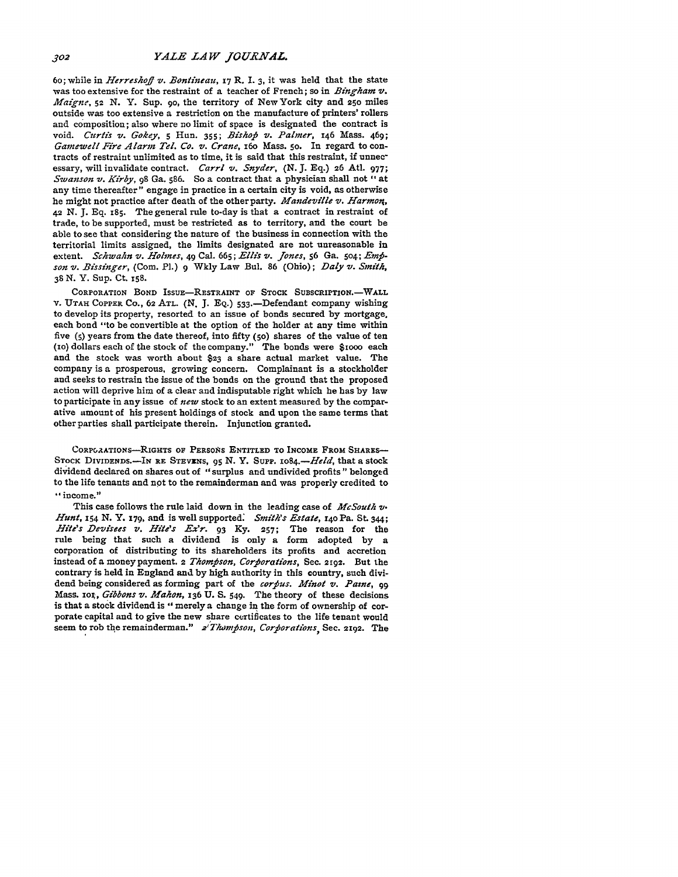60; while in *Herreshoff v. Bontineau*, 17 R. I. 3, it was held that the state was too extensive for the restraint of a teacher of French; so in *Bingham v. Maigne*, 52 N. Y. Sup. 90, the territory of New York city and 250 miles outside was too extensive a restriction on the manufacture of printers' rollers and composition; also where no limit of space is designated the contract is void. *Curtis v. Gokey*, 5 Hun. 355; *Bishop v. Palmer*, 146 Mass. 469; *Gamewell Fire Alarm Tel. Co. v. Crane*, 160 Mass. 50. In regard to contracts of restraint unlimited as to time, it is said that this restraint, if unnecessary, will invalidate contract. *Carrl v. Snyder*, (N. J. Eq.) 26 Atl. 977; *Swanson v. Kirby*, 98 Ga. 586. So a contract that a physician shall not "at any time thereafter" engage in practice in a certain city is void, as otherwise he might not practice after death of the other party. *Mandeville v. Harmon*, 42 N. J. Eq. 185. The general rule to-day is that a contract in restraint of trade, to be supported, must be restricted as to territory, and the court be able to see that considering the nature of the business in connection with the territorial limits assigned, the limits designated are not unreasonable in extent. *Schwahn v. Holmes*, 49 Cal. 665; *Ellis v. Jones*, 56 Ga. 504; *Empson v. Bissinger*, (Com. Pl.) 9 Wkly Law Bul. 86 (Ohio); *Daly v. Smith*, 38 N. Y. Sup. Ct. 158.

CORPORATION BOND ISSUE—RESTRAINT OF STOCK SUBSCRIPTION.—WALL v. UTAH COPPER CO., 62 ATL. (N. J. EQ.) 533.—Defendant company wishing to develop its property, resorted to an issue of bonds secured by mortgage, each bond "to be convertible at the option of the holder at any time within five (5) years from the date thereof, into fifty (50) shares of the value of ten (10) dollars each of the stock of the company." The bonds were $1000 each and the stock was worth about $23 a share actual market value. The company is a prosperous, growing concern. Complainant is a stockholder and seeks to restrain the issue of the bonds on the ground that the proposed action will deprive him of a clear and indisputable right which he has by law to participate in any issue of *new* stock to an extent measured by the comparative amount of his present holdings of stock and upon the same terms that other parties shall participate therein. Injunction granted.

CORPORATIONS—RIGHTS OF PERSONS ENTITLED TO INCOME FROM SHARES—STOCK DIVIDENDS.—IN RE STEVENS, 95 N. Y. SUPP. 1084.—*Held*, that a stock dividend declared on shares out of "surplus and undivided profits" belonged to the life tenants and not to the remainderman and was properly credited to "income."

This case follows the rule laid down in the leading case of *McSouth v. Hunt*, 154 N. Y. 179, and is well supported. *Smith's Estate*, 140 Pa. St. 344; *Hite's Devisees v. Hite's Ex'r.* 93 Ky. 257; The reason for the rule being that such a dividend is only a form adopted by a corporation of distributing to its shareholders its profits and accretion instead of a money payment. 2 *Thompson, Corporations*, Sec. 2192. But the contrary is held in England and by high authority in this country, such dividend being considered as forming part of the *corpus*. *Minot v. Paine*, 99 Mass. 101, *Gibbons v. Mahon*, 136 U. S. 549. The theory of these decisions is that a stock dividend is "merely a change in the form of ownership of corporate capital and to give the new share certificates to the life tenant would seem to rob the remainderman." 2 *Thompson, Corporations*, Sec. 2192. The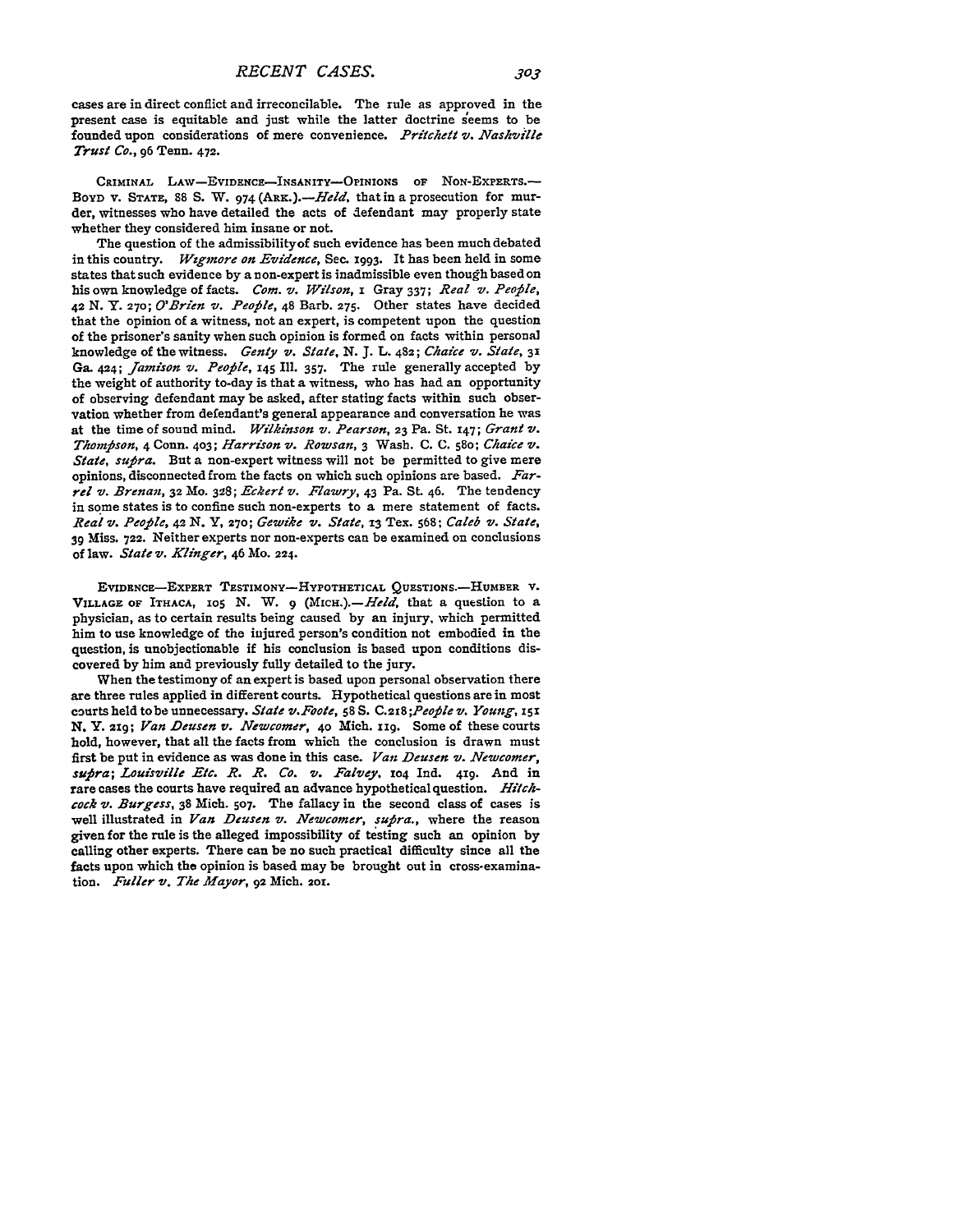cases are in direct conflict and irreconcilable. The rule as approved in the present case is equitable and just while the latter doctrine seems to be founded upon considerations of mere convenience. *Pritchett v. Nashville Trust Co.*, 96 Tenn. 472.

CRIMINAL LAW—EVIDENCE—INSANITY—OPINIONS OF NON-EXPERTS.—BOYD V. STATE, 88 S. W. 974 (ARK.).—*Held*, that in a prosecution for murder, witnesses who have detailed the acts of defendant may properly state whether they considered him insane or not.

The question of the admissibility of such evidence has been much debated in this country. *Wigmore on Evidence*, Sec. 1993. It has been held in some states that such evidence by a non-expert is inadmissible even though based on his own knowledge of facts. *Com. v. Wilson*, 1 Gray 337; *Real v. People*, 42 N. Y. 270; *O'Brien v. People*, 48 Barb. 275. Other states have decided that the opinion of a witness, not an expert, is competent upon the question of the prisoner's sanity when such opinion is formed on facts within personal knowledge of the witness. *Genty v. State*, N. J. L. 482; *Chaice v. State*, 31 Ga. 424; *Jamison v. People*, 145 Ill. 357. The rule generally accepted by the weight of authority to-day is that a witness, who has had an opportunity of observing defendant may be asked, after stating facts within such observation whether from defendant's general appearance and conversation he was at the time of sound mind. *Wilkinson v. Pearson*, 23 Pa. St. 147; *Grant v. Thompson*, 4 Conn. 403; *Harrison v. Rowsan*, 3 Wash. C. C. 580; *Chaice v. State, supra*. But a non-expert witness will not be permitted to give mere opinions, disconnected from the facts on which such opinions are based. *Farrel v. Brenan*, 32 Mo. 328; *Eckert v. Flawry*, 43 Pa. St. 46. The tendency in some states is to confine such non-experts to a mere statement of facts. *Real v. People*, 42 N. Y. 270; *Gewike v. State*, 13 Tex. 568; *Caleb v. State*, 39 Miss. 722. Neither experts nor non-experts can be examined on conclusions of law. *State v. Klinger*, 46 Mo. 224.

EVIDENCE—EXPERT TESTIMONY—HYPOTHETICAL QUESTIONS.—HUMBER V. VILLAGE OF ITHACA, 105 N. W. 9 (MICH.).—*Held*, that a question to a physician, as to certain results being caused by an injury, which permitted him to use knowledge of the injured person's condition not embodied in the question, is unobjectionable if his conclusion is based upon conditions discovered by him and previously fully detailed to the jury.

When the testimony of an expert is based upon personal observation there are three rules applied in different courts. Hypothetical questions are in most courts held to be unnecessary. *State v. Foote*, 58 S. C. 218; *People v. Young*, 151 N. Y. 219; *Van Deusen v. Newcomer*, 40 Mich. 119. Some of these courts hold, however, that all the facts from which the conclusion is drawn must first be put in evidence as was done in this case. *Van Deusen v. Newcomer, supra*; *Louisville Etc. R. R. Co. v. Falvey*, 104 Ind. 419. And in rare cases the courts have required an advance hypothetical question. *Hitchcock v. Burgess*, 38 Mich. 507. The fallacy in the second class of cases is well illustrated in *Van Deusen v. Newcomer, supra.*, where the reason given for the rule is the alleged impossibility of testing such an opinion by calling other experts. There can be no such practical difficulty since all the facts upon which the opinion is based may be brought out in cross-examination. *Fuller v. The Mayor*, 92 Mich. 201.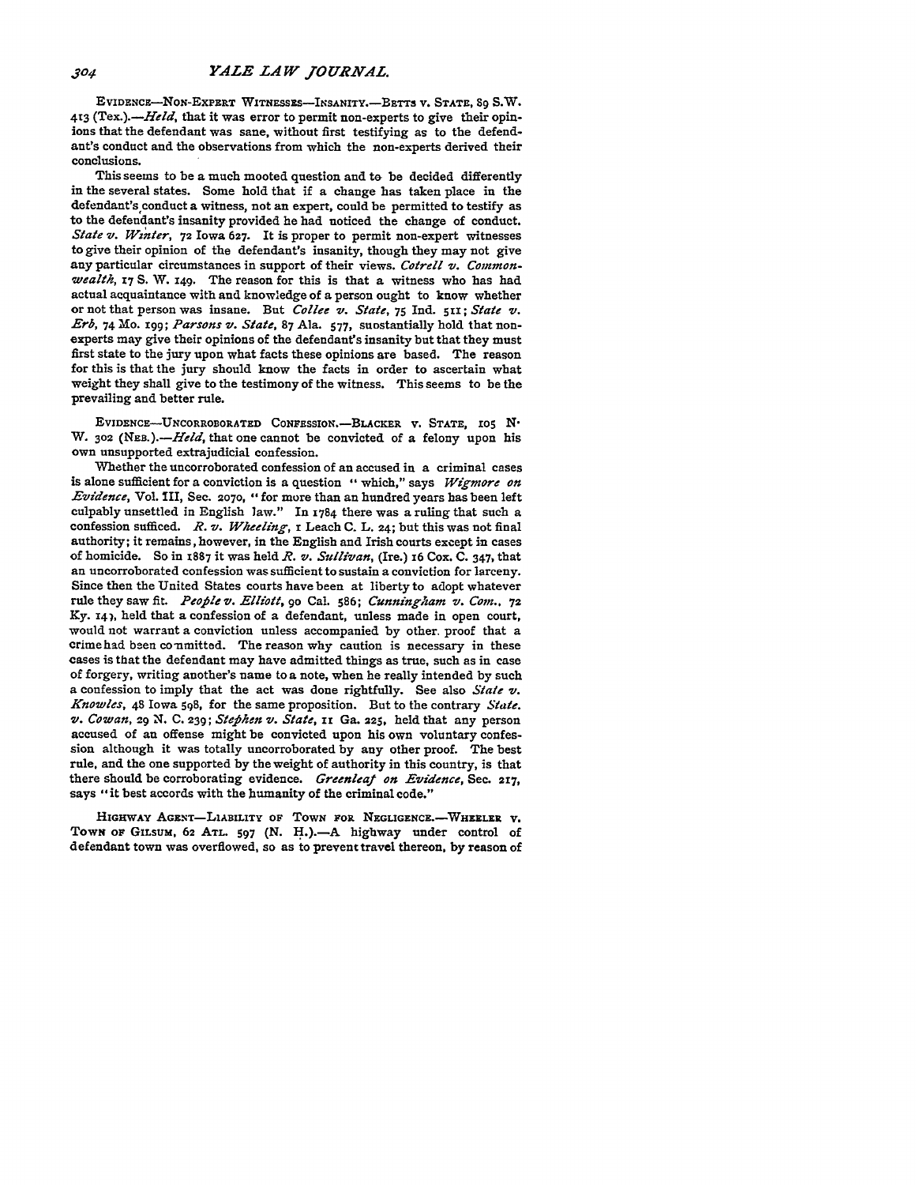EVIDENCE—NON-EXPERT WITNESSES—INSANITY.—BETTS v. STATE, 89 S.W. 413 (Tex.).—*Held*, that it was error to permit non-experts to give their opinions that the defendant was sane, without first testifying as to the defendant's conduct and the observations from which the non-experts derived their conclusions.

This seems to be a much mooted question and to be decided differently in the several states. Some hold that if a change has taken place in the defendant's conduct a witness, not an expert, could be permitted to testify as to the defendant's insanity provided he had noticed the change of conduct. *State v. Winter*, 72 Iowa 627. It is proper to permit non-expert witnesses to give their opinion of the defendant's insanity, though they may not give any particular circumstances in support of their views. *Cotrell v. Commonwealth*, 17 S. W. 149. The reason for this is that a witness who has had actual acquaintance with and knowledge of a person ought to know whether or not that person was insane. But *Collee v. State*, 75 Ind. 511; *State v. Erb*, 74 Mo. 199; *Parsons v. State*, 87 Ala. 577, substantially hold that non-experts may give their opinions of the defendant's insanity but that they must first state to the jury upon what facts these opinions are based. The reason for this is that the jury should know the facts in order to ascertain what weight they shall give to the testimony of the witness. This seems to be the prevailing and better rule.

EVIDENCE—UNCORROBORATED CONFESSION.—BLACKER v. STATE, 105 N. W. 302 (NEB.).—*Held*, that one cannot be convicted of a felony upon his own unsupported extrajudicial confession.

Whether the uncorroborated confession of an accused in a criminal cases is alone sufficient for a conviction is a question "which," says *Wigmore on Evidence*, Vol. III, Sec. 2070, "for more than an hundred years has been left culpably unsettled in English law." In 1784 there was a ruling that such a confession sufficed. *R. v. Wheeling*, 1 Leach C. L. 24; but this was not final authority; it remains, however, in the English and Irish courts except in cases of homicide. So in 1887 it was held *R. v. Sullivan*, (Ire.) 16 Cox. C. 347, that an uncorroborated confession was sufficient to sustain a conviction for larceny. Since then the United States courts have been at liberty to adopt whatever rule they saw fit. *People v. Elliott*, 90 Cal. 586; *Cunningham v. Com.*, 72 Ky. 141, held that a confession of a defendant, unless made in open court, would not warrant a conviction unless accompanied by other proof that a crime had been committed. The reason why caution is necessary in these cases is that the defendant may have admitted things as true, such as in case of forgery, writing another's name to a note, when he really intended by such a confession to imply that the act was done rightfully. See also *State v. Knowles*, 48 Iowa 598, for the same proposition. But to the contrary *State. v. Cowan*, 29 N. C. 239; *Stephen v. State*, 11 Ga. 225, held that any person accused of an offense might be convicted upon his own voluntary confession although it was totally uncorroborated by any other proof. The best rule, and the one supported by the weight of authority in this country, is that there should be corroborating evidence. *Greenleaf on Evidence*, Sec. 217, says "it best accords with the humanity of the criminal code."

HIGHWAY AGENT—LIABILITY OF TOWN FOR NEGLIGENCE.—WHEELER v. TOWN OF GILSUM, 62 ATL. 597 (N. H.).—A highway under control of defendant town was overflowed, so as to prevent travel thereon, by reason of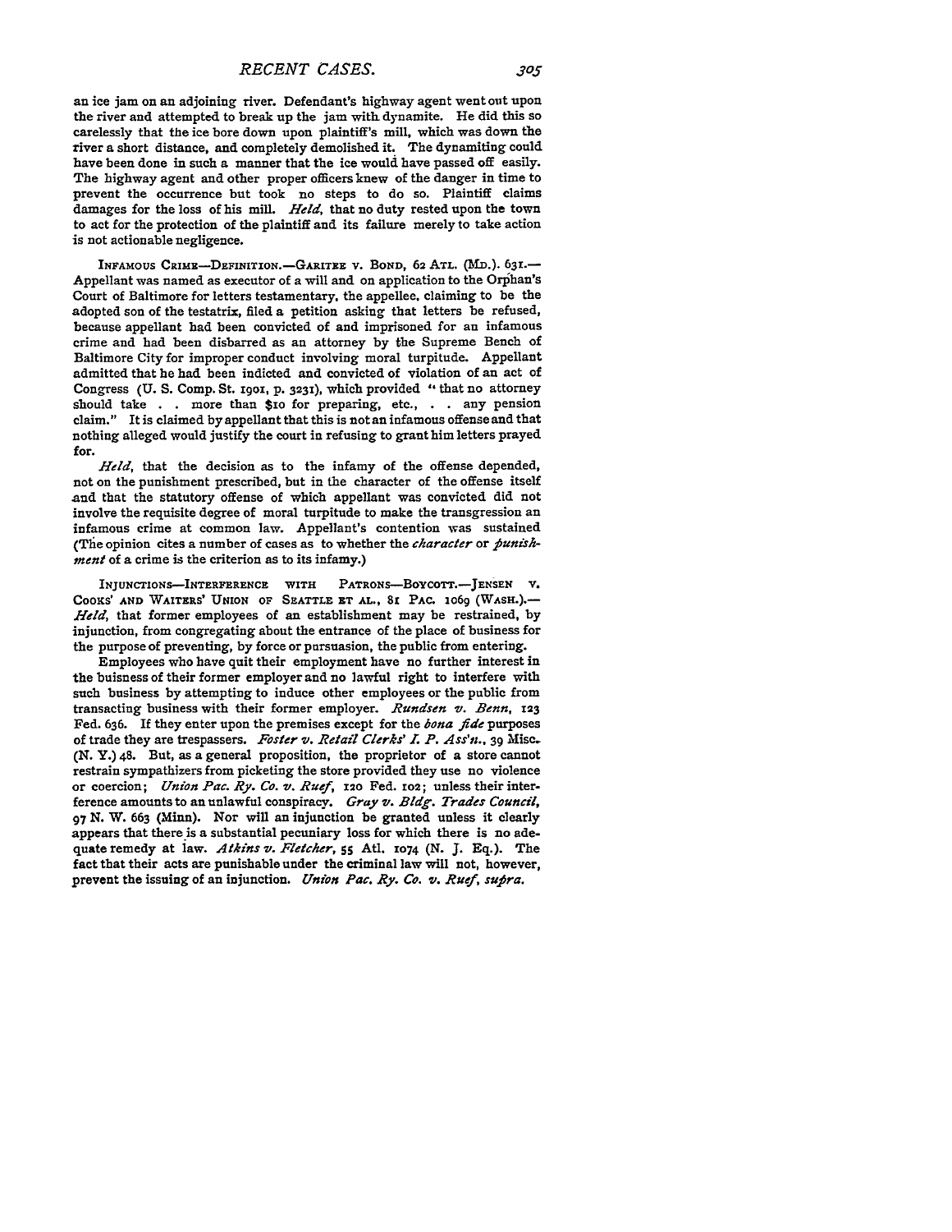an ice jam on an adjoining river. Defendant's highway agent went out upon the river and attempted to break up the jam with dynamite. He did this so carelessly that the ice bore down upon plaintiff's mill, which was down the river a short distance, and completely demolished it. The dynamiting could have been done in such a manner that the ice would have passed off easily. The highway agent and other proper officers knew of the danger in time to prevent the occurrence but took no steps to do so. Plaintiff claims damages for the loss of his mill. *Held*, that no duty rested upon the town to act for the protection of the plaintiff and its failure merely to take action is not actionable negligence.

INFAMOUS CRIME—DEFINITION.—GARITEE v. BOND, 62 ATL. (MD.). 631.—Appellant was named as executor of a will and on application to the Orphan's Court of Baltimore for letters testamentary, the appellee, claiming to be the adopted son of the testatrix, filed a petition asking that letters be refused, because appellant had been convicted of and imprisoned for an infamous crime and had been disbarred as an attorney by the Supreme Bench of Baltimore City for improper conduct involving moral turpitude. Appellant admitted that he had been indicted and convicted of violation of an act of Congress (U. S. Comp. St. 1901, p. 3231), which provided "that no attorney should take . . more than $10 for preparing, etc., . . any pension claim." It is claimed by appellant that this is not an infamous offense and that nothing alleged would justify the court in refusing to grant him letters prayed for.

*Held*, that the decision as to the infamy of the offense depended, not on the punishment prescribed, but in the character of the offense itself and that the statutory offense of which appellant was convicted did not involve the requisite degree of moral turpitude to make the transgression an infamous crime at common law. Appellant's contention was sustained (The opinion cites a number of cases as to whether the *character* or *punishment* of a crime is the criterion as to its infamy.)

INJUNCTIONS—INTERFERENCE WITH PATRONS—BOYCOTT.—JENSEN v. COOKS' AND WAITERS' UNION OF SEATTLE ET AL., 81 PAC. 1069 (WASH.).—*Held*, that former employees of an establishment may be restrained, by injunction, from congregating about the entrance of the place of business for the purpose of preventing, by force or persuasion, the public from entering.

Employees who have quit their employment have no further interest in the buisness of their former employer and no lawful right to interfere with such business by attempting to induce other employees or the public from transacting business with their former employer. *Rundsen v. Benn*, 123 Fed. 636. If they enter upon the premises except for the *bona fide* purposes of trade they are trespassers. *Foster v. Retail Clerks' I. P. Ass'n.*, 39 Misc. (N. Y.) 48. But, as a general proposition, the proprietor of a store cannot restrain sympathizers from picketing the store provided they use no violence or coercion; *Union Pac. Ry. Co. v. Ruef*, 120 Fed. 102; unless their interference amounts to an unlawful conspiracy. *Gray v. Bldg. Trades Council*, 97 N. W. 663 (Minn). Nor will an injunction be granted unless it clearly appears that there is a substantial pecuniary loss for which there is no adequate remedy at law. *Atkins v. Fletcher*, 55 Atl. 1074 (N. J. Eq.). The fact that their acts are punishable under the criminal law will not, however, prevent the issuing of an injunction. *Union Pac. Ry. Co. v. Ruef*, *supra*.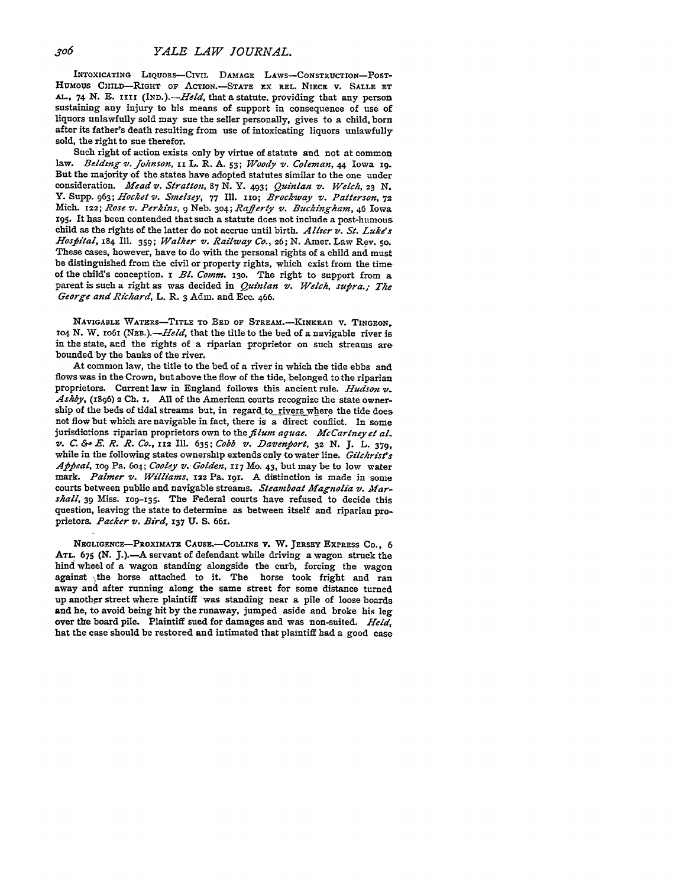INTOXICATING LIQUORS—CIVIL DAMAGE LAWS—CONSTRUCTION—POST-HUMOUS CHILD—RIGHT OF ACTION.—STATE EX REL. NIECE V. SALLE ET AL., 74 N. E. 1111 (IND.).—*Held*, that a statute, providing that any person sustaining any injury to his means of support in consequence of use of liquors unlawfully sold may sue the seller personally, gives to a child, born after its father's death resulting from use of intoxicating liquors unlawfully sold, the right to sue therefor.

Such right of action exists only by virtue of statute and not at common law. *Belding v. Johnson*, 11 L. R. A. 53; *Woody v. Coleman*, 44 Iowa 19. But the majority of the states have adopted statutes similar to the one under consideration. *Mead v. Stratton*, 87 N. Y. 493; *Quinlan v. Welch*, 23 N. Y. Supp. 963; *Hocket v. Smelsey*, 77 Ill. 110; *Brockway v. Patterson*, 72 Mich. 122; *Rose v. Perkins*, 9 Neb. 304; *Rafferty v. Buckingham*, 46 Iowa 195. It has been contended that such a statute does not include a post-humous child as the rights of the latter do not accrue until birth. *Allter v. St. Luke's Hospital*, 184 Ill. 359; *Walker v. Railway Co.*, 26; N. Amer. Law Rev. 50. These cases, however, have to do with the personal rights of a child and must be distinguished from the civil or property rights, which exist from the time of the child's conception. 1 *Bl. Comm.* 130. The right to support from a parent is such a right as was decided in *Quinlan v. Welch, supra.; The George and Richard*, L. R. 3 Adm. and Ecc. 466.

NAVIGABLE WATERS—TITLE TO BED OF STREAM.—KINKEAD V. TINGEON, 104 N. W. 1061 (NEB.).—*Held*, that the title to the bed of a navigable river is in the state, and the rights of a riparian proprietor on such streams are bounded by the banks of the river.

At common law, the title to the bed of a river in which the tide ebbs and flows was in the Crown, but above the flow of the tide, belonged to the riparian proprietors. Current law in England follows this ancient rule. *Hudson v. Ashby*, (1896) 2 Ch. 1. All of the American courts recognize the state ownership of the beds of tidal streams but, in regard to rivers where the tide does not flow but which are navigable in fact, there is a direct conflict. In some jurisdictions riparian proprietors own to the *filum aquae*. *McCartney et al. v. C. & E. R. R. Co.*, 112 Ill. 635; *Cobb v. Davenport*, 32 N. J. L. 379, while in the following states ownership extends only to water line. *Gilchrist's Appeal*, 109 Pa. 603; *Cooley v. Golden*, 117 Mo. 43, but may be to low water mark. *Palmer v. Williams*, 122 Pa. 191. A distinction is made in some courts between public and navigable streams. *Steamboat Magnolia v. Marshall*, 39 Miss. 109–135. The Federal courts have refused to decide this question, leaving the state to determine as between itself and riparian proprietors. *Packer v. Bird*, 137 U. S. 661.

NEGLIGENCE—PROXIMATE CAUSE.—COLLINS V. W. JERSEY EXPRESS CO., 6 ATL. 675 (N. J.).—A servant of defendant while driving a wagon struck the hind wheel of a wagon standing alongside the curb, forcing the wagon against the horse attached to it. The horse took fright and ran away and after running along the same street for some distance turned up another street where plaintiff was standing near a pile of loose boards and he, to avoid being hit by the runaway, jumped aside and broke his leg over the board pile. Plaintiff sued for damages and was non-suited. *Held*, hat the case should be restored and intimated that plaintiff had a good case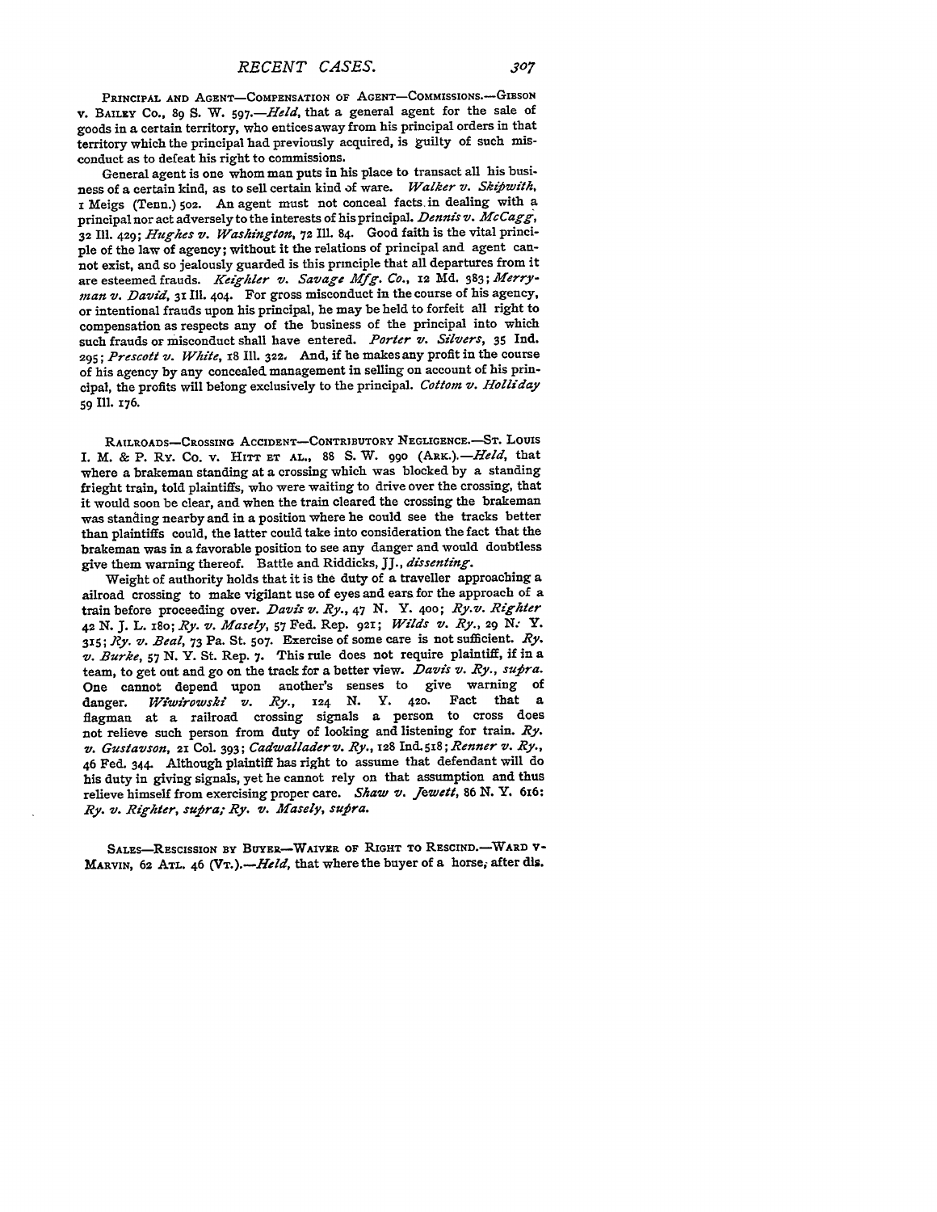PRINCIPAL AND AGENT—COMPENSATION OF AGENT—COMMISSIONS.—GIBSON v. BAILEY Co., 89 S. W. 597.—*Held*, that a general agent for the sale of goods in a certain territory, who entices away from his principal orders in that territory which the principal had previously acquired, is guilty of such misconduct as to defeat his right to commissions.

General agent is one whom man puts in his place to transact all his business of a certain kind, as to sell certain kind of ware. *Walker v. Skipwith*, 1 Meigs (Tenn.) 502. An agent must not conceal facts in dealing with a principal nor act adversely to the interests of his principal. *Dennis v. McCagg*, 32 Ill. 429; *Hughes v. Washington*, 72 Ill. 84. Good faith is the vital principle of the law of agency; without it the relations of principal and agent cannot exist, and so jealously guarded is this principle that all departures from it are esteemed frauds. *Keighler v. Savage Mfg. Co.*, 12 Md. 383; *Merryman v. David*, 31 Ill. 404. For gross misconduct in the course of his agency, or intentional frauds upon his principal, he may be held to forfeit all right to compensation as respects any of the business of the principal into which such frauds or misconduct shall have entered. *Porter v. Silvers*, 35 Ind. 295; *Prescott v. White*, 18 Ill. 322. And, if he makes any profit in the course of his agency by any concealed management in selling on account of his principal, the profits will belong exclusively to the principal. *Cottom v. Holliday* 59 Ill. 176.

RAILROADS—CROSSING ACCIDENT—CONTRIBUTORY NEGLIGENCE.—ST. LOUIS I. M. & P. RY. CO. v. HITT ET AL., 88 S. W. 990 (ARK.).—*Held*, that where a brakeman standing at a crossing which was blocked by a standing frieght train, told plaintiffs, who were waiting to drive over the crossing, that it would soon be clear, and when the train cleared the crossing the brakeman was standing nearby and in a position where he could see the tracks better than plaintiffs could, the latter could take into consideration the fact that the brakeman was in a favorable position to see any danger and would doubtless give them warning thereof. Battle and Riddicks, JJ., *dissenting*.

Weight of authority holds that it is the duty of a traveller approaching a ailroad crossing to make vigilant use of eyes and ears for the approach of a train before proceeding over. *Davis v. Ry.*, 47 N. Y. 400; *Ry. v. Righter* 42 N. J. L. 180; *Ry. v. Masely*, 57 Fed. Rep. 921; *Wilds v. Ry.*, 29 N. Y. 315; *Ry. v. Beal*, 73 Pa. St. 507. Exercise of some care is not sufficient. *Ry. v. Burke*, 57 N. Y. St. Rep. 7. This rule does not require plaintiff, if in a team, to get out and go on the track for a better view. *Davis v. Ry.*, *supra*. One cannot depend upon another's senses to give warning of danger. *Wiwirowski v. Ry.*, 124 N. Y. 420. Fact that a flagman at a railroad crossing signals a person to cross does not relieve such person from duty of looking and listening for train. *Ry. v. Gustavson*, 21 Col. 393; *Cadwallader v. Ry.*, 128 Ind. 518; *Renner v. Ry.*, 46 Fed. 344. Although plaintiff has right to assume that defendant will do his duty in giving signals, yet he cannot rely on that assumption and thus relieve himself from exercising proper care. *Shaw v. Jewett*, 86 N. Y. 616: *Ry. v. Righter*, *supra*; *Ry. v. Masely*, *supra*.

SALES—RESCISSION BY BUYER—WAIVER OF RIGHT TO RESCIND.—WARD v. MARVIN, 62 ATL. 46 (VT.).—*Held*, that where the buyer of a horse, after dis.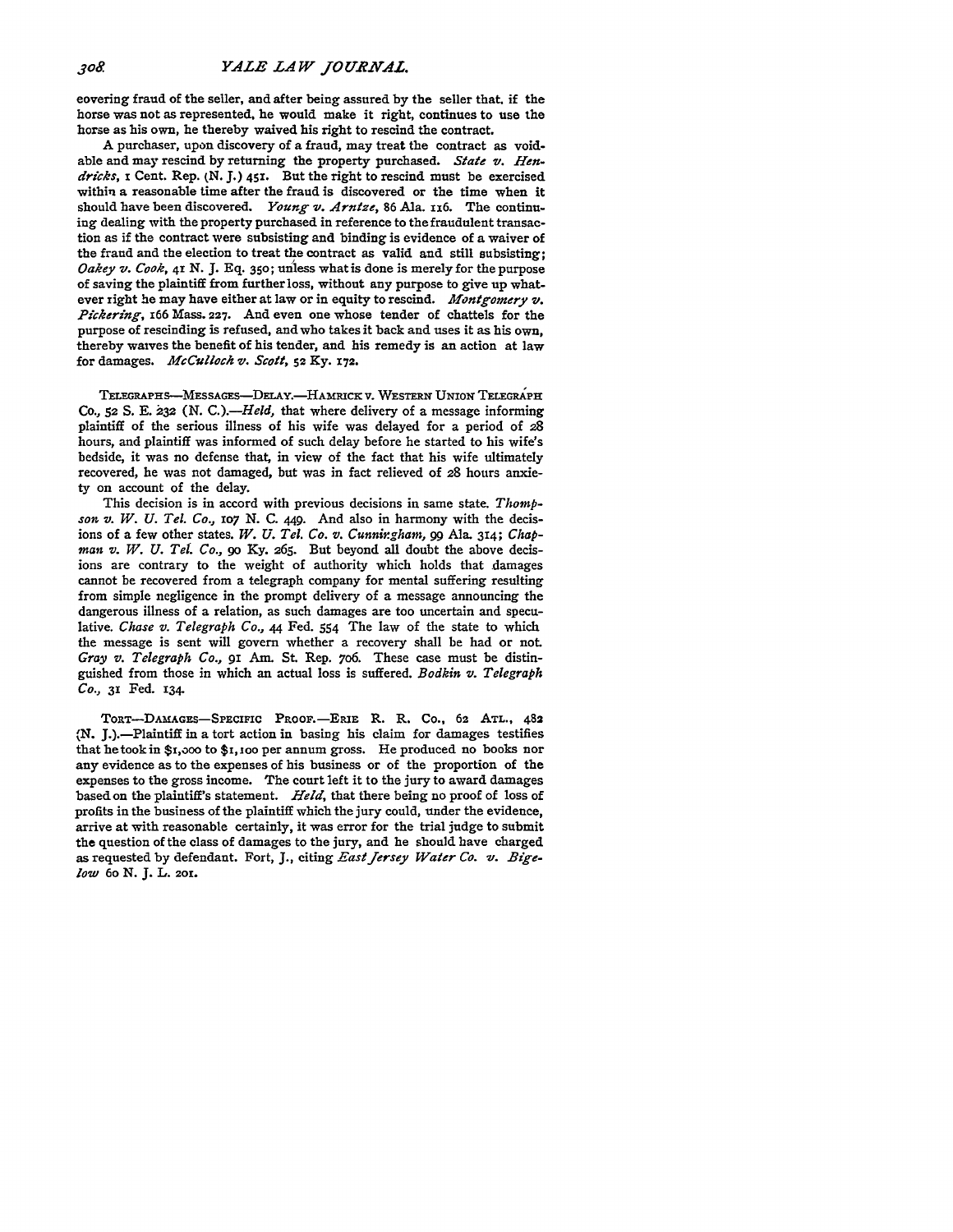covering fraud of the seller, and after being assured by the seller that, if the horse was not as represented, he would make it right, continues to use the horse as his own, he thereby waived his right to rescind the contract.

A purchaser, upon discovery of a fraud, may treat the contract as voidable and may rescind by returning the property purchased. *State v. Hendricks*, 1 Cent. Rep. (N. J.) 451. But the right to rescind must be exercised within a reasonable time after the fraud is discovered or the time when it should have been discovered. *Young v. Arntze*, 86 Ala. 116. The continuing dealing with the property purchased in reference to the fraudulent transaction as if the contract were subsisting and binding is evidence of a waiver of the fraud and the election to treat the contract as valid and still subsisting; *Oakey v. Cook*, 41 N. J. Eq. 350; unless what is done is merely for the purpose of saving the plaintiff from further loss, without any purpose to give up whatever right he may have either at law or in equity to rescind. *Montgomery v. Pickering*, 166 Mass. 227. And even one whose tender of chattels for the purpose of rescinding is refused, and who takes it back and uses it as his own, thereby waives the benefit of his tender, and his remedy is an action at law for damages. *McCulloch v. Scott*, 52 Ky. 172.

TELEGRAPHS—MESSAGES—DELAY.—HAMRICK v. WESTERN UNION TELEGRAPH CO., 52 S. E. 232 (N. C.).—*Held*, that where delivery of a message informing plaintiff of the serious illness of his wife was delayed for a period of 28 hours, and plaintiff was informed of such delay before he started to his wife's bedside, it was no defense that, in view of the fact that his wife ultimately recovered, he was not damaged, but was in fact relieved of 28 hours anxiety on account of the delay.

This decision is in accord with previous decisions in same state. *Thompson v. W. U. Tel. Co.*, 107 N. C. 449. And also in harmony with the decisions of a few other states. *W. U. Tel. Co. v. Cunningham*, 99 Ala. 314; *Chapman v. W. U. Tel. Co.*, 90 Ky. 265. But beyond all doubt the above decisions are contrary to the weight of authority which holds that damages cannot be recovered from a telegraph company for mental suffering resulting from simple negligence in the prompt delivery of a message announcing the dangerous illness of a relation, as such damages are too uncertain and speculative. *Chase v. Telegraph Co.*, 44 Fed. 554 The law of the state to which the message is sent will govern whether a recovery shall be had or not. *Gray v. Telegraph Co.*, 91 Am. St. Rep. 706. These case must be distinguished from those in which an actual loss is suffered. *Bodkin v. Telegraph Co.*, 31 Fed. 134.

TORT—DAMAGES—SPECIFIC PROOF.—ERIE R. R. CO., 62 ATL., 482 (N. J.).—Plaintiff in a tort action in basing his claim for damages testifies that he took in $1,000 to $1,100 per annum gross. He produced no books nor any evidence as to the expenses of his business or of the proportion of the expenses to the gross income. The court left it to the jury to award damages based on the plaintiff's statement. *Held*, that there being no proof of loss of profits in the business of the plaintiff which the jury could, under the evidence, arrive at with reasonable certainly, it was error for the trial judge to submit the question of the class of damages to the jury, and he should have charged as requested by defendant. Fort, J., citing *East Jersey Water Co. v. Bigelow* 60 N. J. L. 201.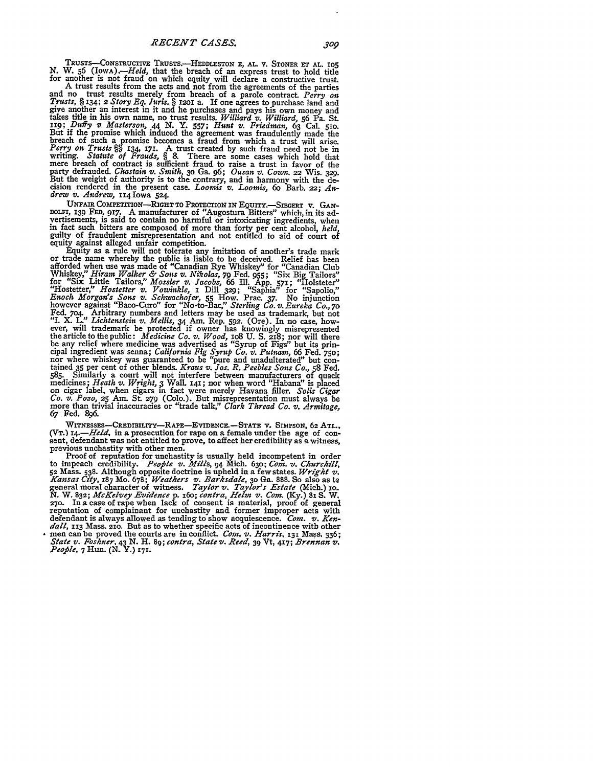TRUSTS—CONSTRUCTIVE TRUSTS.—HEDDLESTON E, AL. v. STONER ET AL. 105 N. W. 56 (IOWA).—*Held*, that the breach of an express trust to hold title for another is not fraud on which equity will declare a constructive trust.

A trust results from the acts and not from the agreements of the parties and no trust results merely from breach of a parole contract. *Perry on Trusts*, § 134; *2 Story Eq. Juris.* § 1201 a. If one agrees to purchase land and give another an interest in it and he purchases and pays his own money and takes title in his own name, no trust results. *Williard v. Williard*, 56 Pa. St. 119; *Duffy v Masterson*, 44 N. Y. 557; *Hunt v. Friedman*, 63 Cal. 510. But if the promise which induced the agreement was fraudulently made the breach of such a promise becomes a fraud from which a trust will arise. *Perry on Trusts* §§ 134, 171. A trust created by such fraud need not be in writing. *Statute of Frauds*, § 8. There are some cases which hold that mere breach of contract is sufficient fraud to raise a trust in favor of the party defrauded. *Chastain v. Smith*, 30 Ga. 96; *Ousan v. Cown.* 22 Wis. 329. But the weight of authority is to the contrary, and in harmony with the decision rendered in the present case. *Loomis v. Loomis*, 60 Barb. 22; *Andrew v. Andrew*, 114 Iowa 524.

UNFAIR COMPETITION—RIGHT TO PROTECTION IN EQUITY.—SIEGERT v. GANDOLFI, 139 FED. 917. A manufacturer of "Augostura Bitters" which, in its advertisements, is said to contain no harmful or intoxicating ingredients, when in fact such bitters are composed of more than forty per cent alcohol, *held*, guilty of fraudulent misrepresentation and not entitled to aid of court of equity against alleged unfair competition.

Equity as a rule will not tolerate any imitation of another's trade mark or trade name whereby the public is liable to be deceived. Relief has been afforded when use was made of "Canadian Rye Whiskey" for "Canadian Club Whiskey," *Hiram Walker & Sons v. Nikolas*, 79 Fed. 955; "Six Big Tailors" for "Six Little Tailors," *Mossler v. Jacobs*, 66 Ill. App. 571; "Holsteter" "Hostetter," *Hostetter v. Vowinkle*, 1 Dill 329; "Saphia" for "Sapolio," *Enoch Morgan's Sons v. Schwachofer*, 55 How. Prac. 37. No injunction however against "Baco-Curo" for "No-to-Bac," *Sterling Co. v. Eureka Co.*, 70 Fed. 704. Arbitrary numbers and letters may be used as trademark, but not "I. X. L." *Lichtenstein v. Mellis*, 34 Am. Rep. 592. (Ore). In no case, however, will trademark be protected if owner has knowingly misrepresented the article to the public: *Medicine Co. v. Wood*, 108 U. S. 218; nor will there be any relief where medicine was advertised as "Syrup of Figs" but its principal ingredient was senna; *California Fig Syrup Co. v. Putnam*, 66 Fed. 750; nor where whiskey was guaranteed to be "pure and unadulterated" but contained 35 per cent of other blends. *Kraus v. Jos. R. Peebles Sons Co.*, 58 Fed. 585. Similarly a court will not interfere between manufacturers of quack medicines; *Heath v. Wright*, 3 Wall. 141; nor when word "Habana" is placed on cigar label, when cigars in fact were merely Havana filler. *Solis Cigar Co. v. Pozo*, 25 Am. St. 279 (Colo.). But misrepresentation must always be more than trivial inaccuracies or "trade talk," *Clark Thread Co. v. Armitage*, 67 Fed. 896.

WITNESSES—CREDIBILITY—RAPE—EVIDENCE.—STATE v. SIMPSON, 62 ATL., (VT.) 14.—*Held*, in a prosecution for rape on a female under the age of consent, defendant was not entitled to prove, to affect her credibility as a witness, previous unchastity with other men.

Proof of reputation for unchastity is usually held incompetent in order to impeach credibility. *People v. Mills*, 94 Mich. 630; *Com. v. Churchill*, 52 Mass. 538. Although opposite doctrine is upheld in a few states. *Wright v. Kansas City*, 187 Mo. 678; *Weathers v. Barksdale*, 30 Ga. 888. So also as to general moral character of witness. *Taylor v. Taylor's Estate* (Mich.) 10. N. W. 832; *McKelvey Evidence* p. 160; *contra*, *Helm v. Com.* (Ky.) 81 S. W. 270. In a case of rape when lack of consent is material, proof of general reputation of complainant for unchastity and former improper acts with defendant is always allowed as tending to show acquiescence. *Com. v. Kendall*, 113 Mass. 210. But as to whether specific acts of incontinence with other men can be proved the courts are in conflict. *Com. v. Harris*, 131 Mass. 336; *State v. Foshner*, 43 N. H. 89; *contra*, *State v. Reed*, 39 Vt, 417; *Brennan v. People*, 7 Hun. (N. Y.) 171.